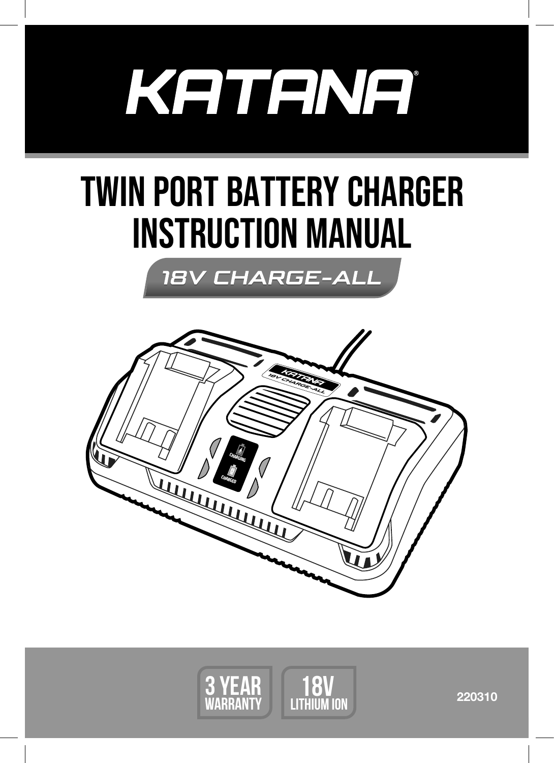# KATANA®

# TWIN PORT BATTERY CHARGER INSTRUCTION MANUAL

## 18V CHARGE-ALL

3 YEAR WARRANTY

18V LITHIUM ION

220310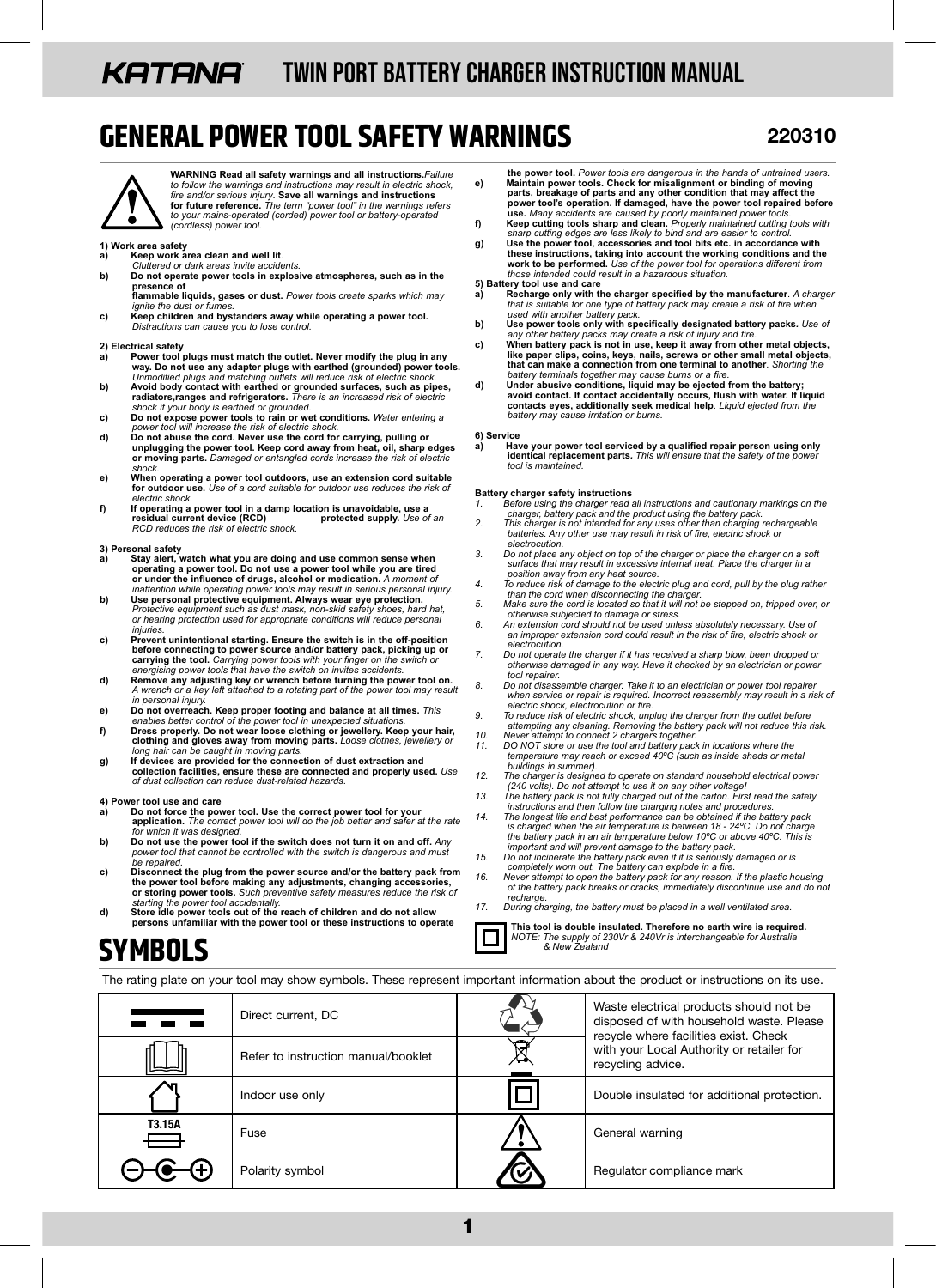# KATANA TWIN PORT BATTERY CHARGER INSTRUCTION MANUAL

## GENERAL POWER TOOL SAFETY WARNINGS

**220310**

**WARNING Read all safety warnings and all instructions.** *Failure to follow the warnings and instructions may result in electric shock, fire and/or serious injury.* **Save all warnings and instructions for future reference.** *The term "power tool" in the warnings refers to your mains-operated (corded) power tool or battery-operated (cordless) power tool.*

**1) Work area safety**

a) **Keep work area clean and well lit**. *Cluttered or dark areas invite accidents.*

b) **Do not operate power tools in explosive atmospheres, such as in the presence of flammable liquids, gases or dust.** *Power tools create sparks which may ignite the dust or fumes.*

c) **Keep children and bystanders away while operating a power tool.** *Distractions can cause you to lose control.*

**2) Electrical safety**

a) **Power tool plugs must match the outlet. Never modify the plug in any way. Do not use any adapter plugs with earthed (grounded) power tools.** *Unmodified plugs and matching outlets will reduce risk of electric shock.*

b) **Avoid body contact with earthed or grounded surfaces, such as pipes, radiators,ranges and refrigerators.** *There is an increased risk of electric shock if your body is earthed or grounded.*

c) **Do not expose power tools to rain or wet conditions.** *Water entering a power tool will increase the risk of electric shock.*

d) **Do not abuse the cord. Never use the cord for carrying, pulling or unplugging the power tool. Keep cord away from heat, oil, sharp edges or moving parts.** *Damaged or entangled cords increase the risk of electric shock.*

e) **When operating a power tool outdoors, use an extension cord suitable for outdoor use.** *Use of a cord suitable for outdoor use reduces the risk of electric shock.*

f) **If operating a power tool in a damp location is unavoidable, use a residual current device (RCD) protected supply.** *Use of an RCD reduces the risk of electric shock.*

**3) Personal safety**

a) **Stay alert, watch what you are doing and use common sense when operating a power tool. Do not use a power tool while you are tired or under the influence of drugs, alcohol or medication.** *A moment of inattention while operating power tools may result in serious personal injury.*

b) **Use personal protective equipment. Always wear eye protection.** *Protective equipment such as dust mask, non-skid safety shoes, hard hat, or hearing protection used for appropriate conditions will reduce personal injuries.*

c) **Prevent unintentional starting. Ensure the switch is in the off-position before connecting to power source and/or battery pack, picking up or carrying the tool.** *Carrying power tools with your finger on the switch or energising power tools that have the switch on invites accidents.*

d) **Remove any adjusting key or wrench before turning the power tool on.** *A wrench or a key left attached to a rotating part of the power tool may result in personal injury.*

e) **Do not overreach. Keep proper footing and balance at all times.** *This enables better control of the power tool in unexpected situations.*

f) **Dress properly. Do not wear loose clothing or jewellery. Keep your hair, clothing and gloves away from moving parts.** *Loose clothes, jewellery or long hair can be caught in moving parts.*

g) **If devices are provided for the connection of dust extraction and collection facilities, ensure these are connected and properly used.** *Use of dust collection can reduce dust-related hazards.*

**4) Power tool use and care**

a) **Do not force the power tool. Use the correct power tool for your application.** *The correct power tool will do the job better and safer at the rate for which it was designed.*

b) **Do not use the power tool if the switch does not turn it on and off.** *Any power tool that cannot be controlled with the switch is dangerous and must be repaired.*

c) **Disconnect the plug from the power source and/or the battery pack from the power tool before making any adjustments, changing accessories, or storing power tools.** *Such preventive safety measures reduce the risk of starting the power tool accidentally.*

d) **Store idle power tools out of the reach of children and do not allow persons unfamiliar with the power tool or these instructions to operate the power tool.** *Power tools are dangerous in the hands of untrained users.*

e) **Maintain power tools. Check for misalignment or binding of moving parts, breakage of parts and any other condition that may affect the power tool's operation. If damaged, have the power tool repaired before use.** *Many accidents are caused by poorly maintained power tools.*

f) **Keep cutting tools sharp and clean.** *Properly maintained cutting tools with sharp cutting edges are less likely to bind and are easier to control.*

g) **Use the power tool, accessories and tool bits etc. in accordance with these instructions, taking into account the working conditions and the work to be performed.** *Use of the power tool for operations different from those intended could result in a hazardous situation.*

**5) Battery tool use and care**

a) **Recharge only with the charger specified by the manufacturer**. *A charger that is suitable for one type of battery pack may create a risk of fire when used with another battery pack.*

b) **Use power tools only with specifically designated battery packs.** *Use of any other battery packs may create a risk of injury and fire.*

c) **When battery pack is not in use, keep it away from other metal objects, like paper clips, coins, keys, nails, screws or other small metal objects, that can make a connection from one terminal to another**. *Shorting the battery terminals together may cause burns or a fire.*

d) **Under abusive conditions, liquid may be ejected from the battery; avoid contact. If contact accidentally occurs, flush with water. If liquid contacts eyes, additionally seek medical help**. *Liquid ejected from the battery may cause irritation or burns.*

**6) Service**

a) **Have your power tool serviced by a qualified repair person using only identical replacement parts.** *This will ensure that the safety of the power tool is maintained.*

**Battery charger safety instructions**

1. *Before using the charger read all instructions and cautionary markings on the charger, battery pack and the product using the battery pack.*
2. *This charger is not intended for any uses other than charging rechargeable batteries. Any other use may result in risk of fire, electric shock or electrocution.*
3. *Do not place any object on top of the charger or place the charger on a soft surface that may result in excessive internal heat. Place the charger in a position away from any heat source.*
4. *To reduce risk of damage to the electric plug and cord, pull by the plug rather than the cord when disconnecting the charger.*
5. *Make sure the cord is located so that it will not be stepped on, tripped over, or otherwise subjected to damage or stress.*
6. *An extension cord should not be used unless absolutely necessary. Use of an improper extension cord could result in the risk of fire, electric shock or electrocution.*
7. *Do not operate the charger if it has received a sharp blow, been dropped or otherwise damaged in any way. Have it checked by an electrician or power tool repairer.*
8. *Do not disassemble charger. Take it to an electrician or power tool repairer when service or repair is required. Incorrect reassembly may result in a risk of electric shock, electrocution or fire.*
9. *To reduce risk of electric shock, unplug the charger from the outlet before attempting any cleaning. Removing the battery pack will not reduce this risk.*
10. *Never attempt to connect 2 chargers together.*
11. *DO NOT store or use the tool and battery pack in locations where the temperature may reach or exceed 40ºC (such as inside sheds or metal buildings in summer).*
12. *The charger is designed to operate on standard household electrical power (240 volts). Do not attempt to use it on any other voltage!*
13. *The battery pack is not fully charged out of the carton. First read the safety instructions and then follow the charging notes and procedures.*
14. *The longest life and best performance can be obtained if the battery pack is charged when the air temperature is between 18 - 24ºC. Do not charge the battery pack in an air temperature below 10ºC or above 40ºC. This is important and will prevent damage to the battery pack.*
15. *Do not incinerate the battery pack even if it is seriously damaged or is completely worn out. The battery can explode in a fire.*
16. *Never attempt to open the battery pack for any reason. If the plastic housing of the battery pack breaks or cracks, immediately discontinue use and do not recharge.*
17. *During charging, the battery must be placed in a well ventilated area.*

**This tool is double insulated. Therefore no earth wire is required.**
*NOTE: The supply of 230Vr & 240Vr is interchangeable for Australia & New Zealand*

## SYMBOLS

The rating plate on your tool may show symbols. These represent important information about the product or instructions on its use.

| | | | |
|---|---|---|---|
| | Direct current, DC | | Waste electrical products should not be disposed of with household waste. Please recycle where facilities exist. Check with your Local Authority or retailer for recycling advice. |
| | Refer to instruction manual/booklet | | |
| | Indoor use only | | Double insulated for additional protection. |
| T3.15A | Fuse | | General warning |
| | Polarity symbol | | Regulator compliance mark |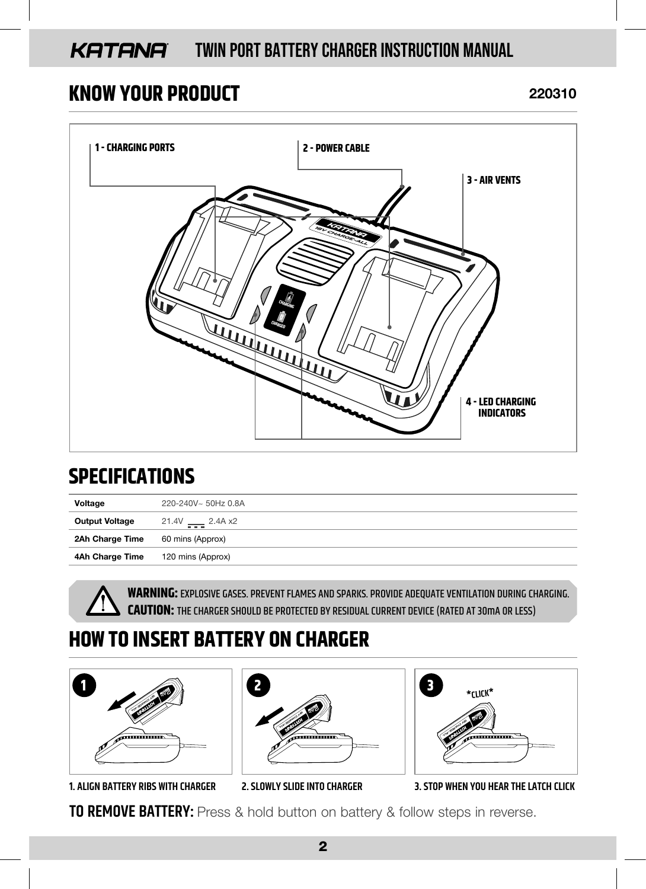## KNOW YOUR PRODUCT

**220310**

1 - CHARGING PORTS

2 - POWER CABLE

3 - AIR VENTS

4 - LED CHARGING INDICATORS

## SPECIFICATIONS

| | |
|---|---|
| **Voltage** | 220-240V~ 50Hz 0.8A |
| **Output Voltage** | 21.4V ⎓ 2.4A x2 |
| **2Ah Charge Time** | 60 mins (Approx) |
| **4Ah Charge Time** | 120 mins (Approx) |

**WARNING:** EXPLOSIVE GASES. PREVENT FLAMES AND SPARKS. PROVIDE ADEQUATE VENTILATION DURING CHARGING.
**CAUTION:** THE CHARGER SHOULD BE PROTECTED BY RESIDUAL CURRENT DEVICE (RATED AT 30mA OR LESS)

## HOW TO INSERT BATTERY ON CHARGER

*CLICK*

1. ALIGN BATTERY RIBS WITH CHARGER
2. SLOWLY SLIDE INTO CHARGER
3. STOP WHEN YOU HEAR THE LATCH CLICK

**TO REMOVE BATTERY:** Press & hold button on battery & follow steps in reverse.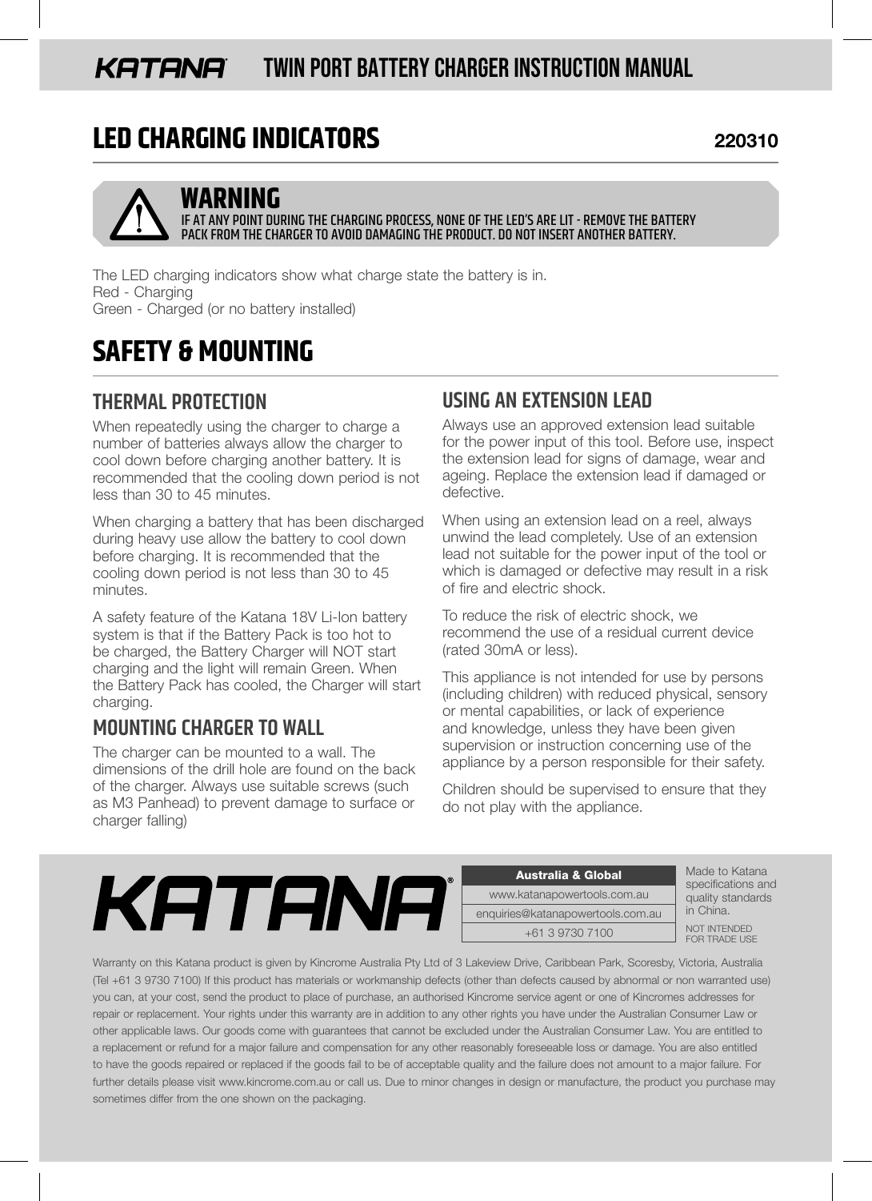## LED CHARGING INDICATORS

**220310**

### WARNING

IF AT ANY POINT DURING THE CHARGING PROCESS, NONE OF THE LED'S ARE LIT - REMOVE THE BATTERY PACK FROM THE CHARGER TO AVOID DAMAGING THE PRODUCT. DO NOT INSERT ANOTHER BATTERY.

The LED charging indicators show what charge state the battery is in.
Red - Charging
Green - Charged (or no battery installed)

## SAFETY & MOUNTING

### THERMAL PROTECTION

When repeatedly using the charger to charge a number of batteries always allow the charger to cool down before charging another battery. It is recommended that the cooling down period is not less than 30 to 45 minutes.

When charging a battery that has been discharged during heavy use allow the battery to cool down before charging. It is recommended that the cooling down period is not less than 30 to 45 minutes.

A safety feature of the Katana 18V Li-Ion battery system is that if the Battery Pack is too hot to be charged, the Battery Charger will NOT start charging and the light will remain Green. When the Battery Pack has cooled, the Charger will start charging.

### MOUNTING CHARGER TO WALL

The charger can be mounted to a wall. The dimensions of the drill hole are found on the back of the charger. Always use suitable screws (such as M3 Panhead) to prevent damage to surface or charger falling)

### USING AN EXTENSION LEAD

Always use an approved extension lead suitable for the power input of this tool. Before use, inspect the extension lead for signs of damage, wear and ageing. Replace the extension lead if damaged or defective.

When using an extension lead on a reel, always unwind the lead completely. Use of an extension lead not suitable for the power input of the tool or which is damaged or defective may result in a risk of fire and electric shock.

To reduce the risk of electric shock, we recommend the use of a residual current device (rated 30mA or less).

This appliance is not intended for use by persons (including children) with reduced physical, sensory or mental capabilities, or lack of experience and knowledge, unless they have been given supervision or instruction concerning use of the appliance by a person responsible for their safety.

Children should be supervised to ensure that they do not play with the appliance.

KATANA®

| Australia & Global |
|---|
| www.katanapowertools.com.au |
| enquiries@katanapowertools.com.au |
| +61 3 9730 7100 |

Made to Katana specifications and quality standards in China.

NOT INTENDED FOR TRADE USE

Warranty on this Katana product is given by Kincrome Australia Pty Ltd of 3 Lakeview Drive, Caribbean Park, Scoresby, Victoria, Australia (Tel +61 3 9730 7100) If this product has materials or workmanship defects (other than defects caused by abnormal or non warranted use) you can, at your cost, send the product to place of purchase, an authorised Kincrome service agent or one of Kincromes addresses for repair or replacement. Your rights under this warranty are in addition to any other rights you have under the Australian Consumer Law or other applicable laws. Our goods come with guarantees that cannot be excluded under the Australian Consumer Law. You are entitled to a replacement or refund for a major failure and compensation for any other reasonably foreseeable loss or damage. You are also entitled to have the goods repaired or replaced if the goods fail to be of acceptable quality and the failure does not amount to a major failure. For further details please visit www.kincrome.com.au or call us. Due to minor changes in design or manufacture, the product you purchase may sometimes differ from the one shown on the packaging.